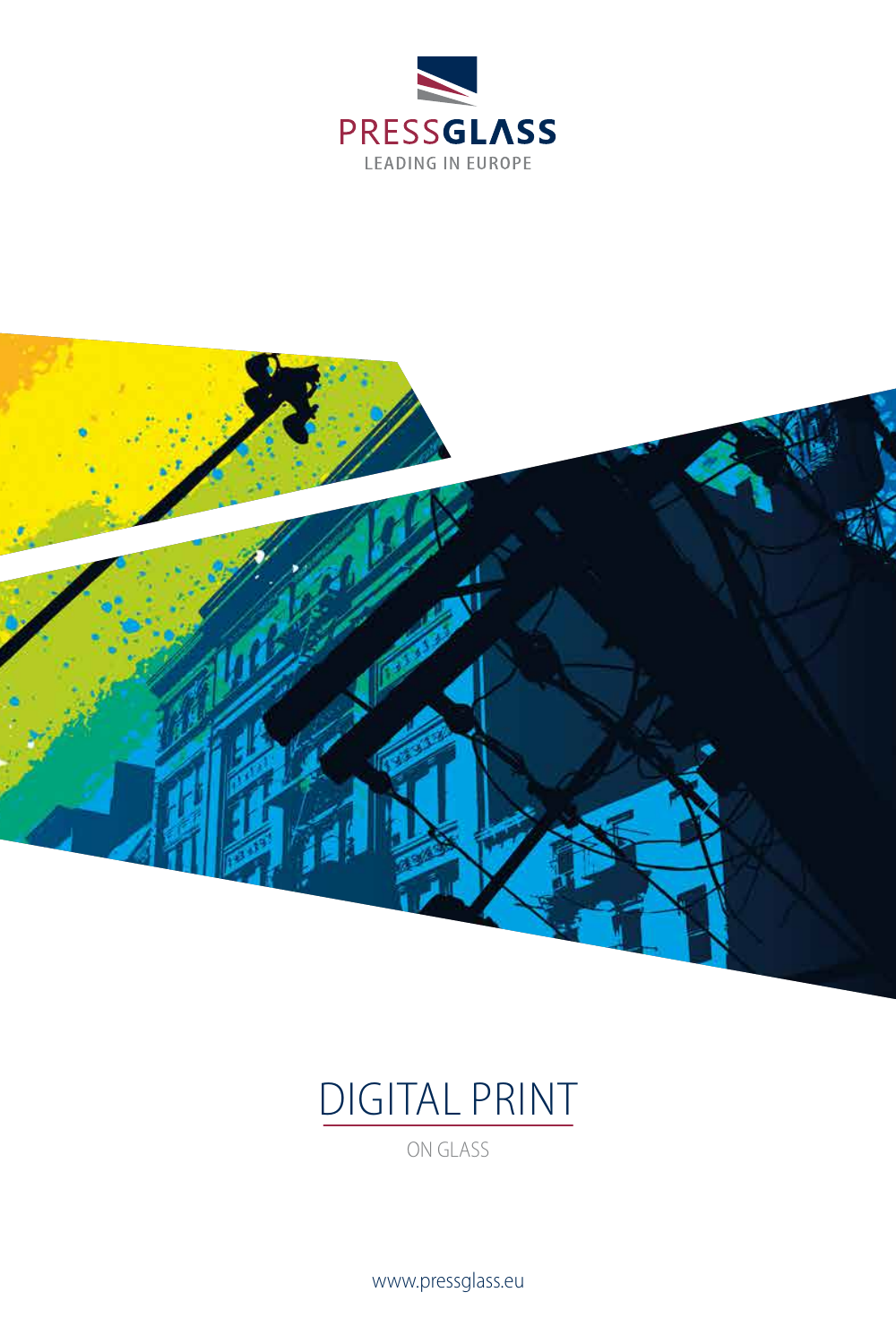PRESSGLASS

LEADING IN EUROPE

# DIGITAL PRINT

ON GLASS

www.pressglass.eu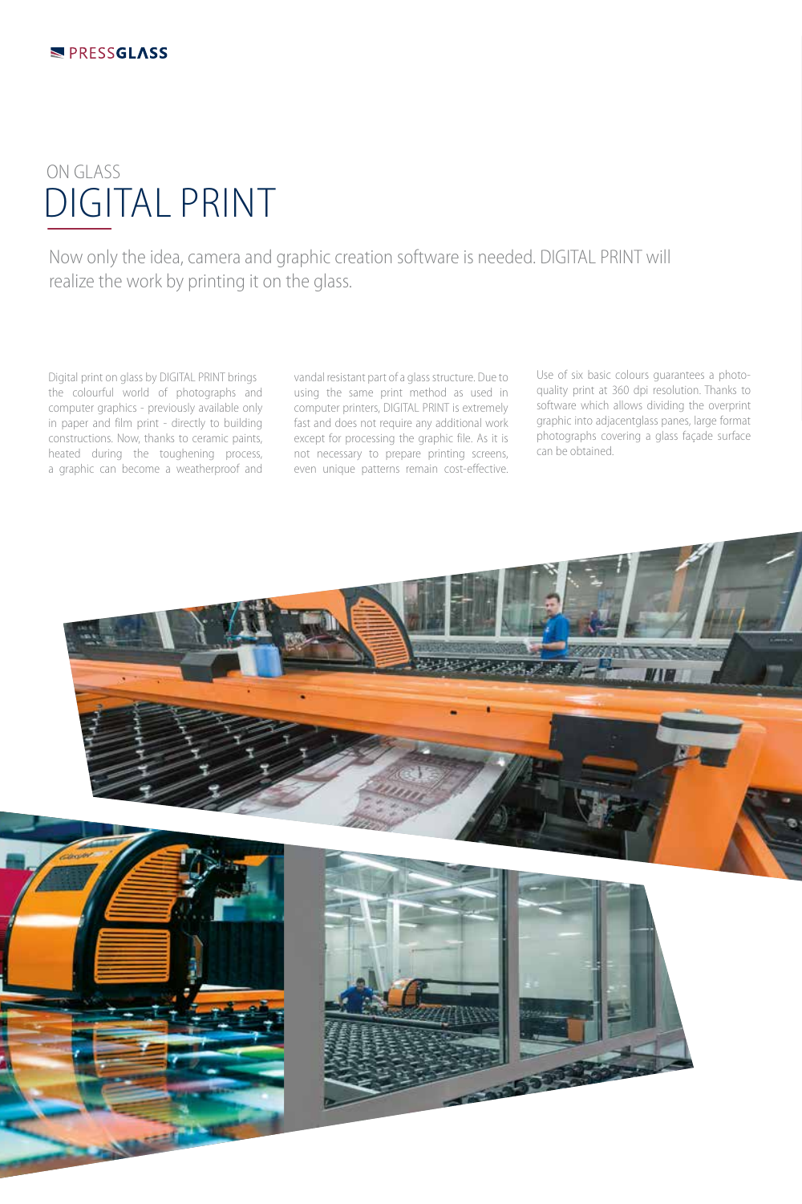## ON GLASS

# DIGITAL PRINT

Now only the idea, camera and graphic creation software is needed. DIGITAL PRINT will realize the work by printing it on the glass.

Digital print on glass by DIGITAL PRINT brings the colourful world of photographs and computer graphics - previously available only in paper and film print - directly to building constructions. Now, thanks to ceramic paints, heated during the toughening process, a graphic can become a weatherproof and vandal resistant part of a glass structure. Due to using the same print method as used in computer printers, DIGITAL PRINT is extremely fast and does not require any additional work except for processing the graphic file. As it is not necessary to prepare printing screens, even unique patterns remain cost-effective.

Use of six basic colours guarantees a photo-quality print at 360 dpi resolution. Thanks to software which allows dividing the overprint graphic into adjacentglass panes, large format photographs covering a glass façade surface can be obtained.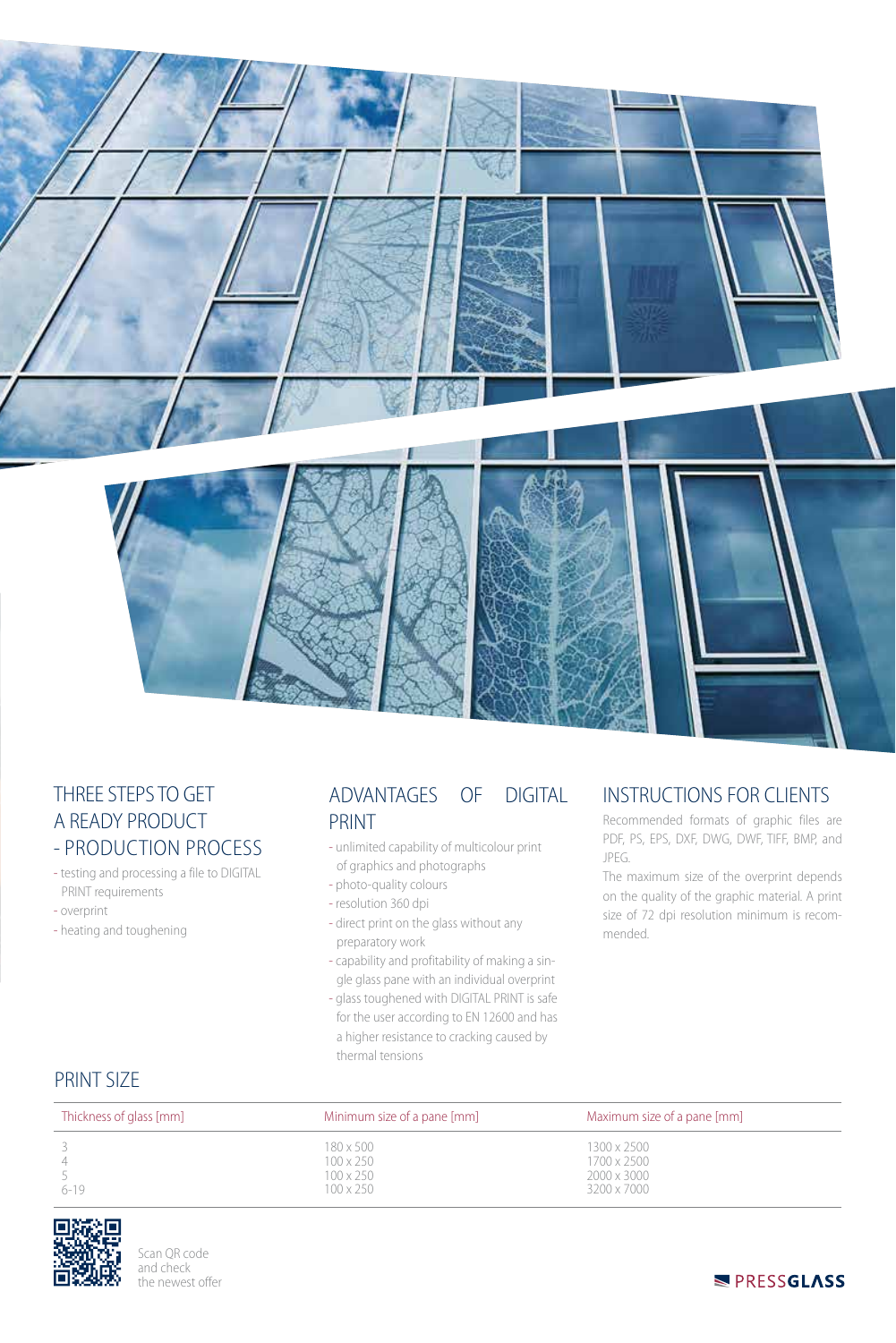## THREE STEPS TO GET A READY PRODUCT - PRODUCTION PROCESS

- testing and processing a file to DIGITAL PRINT requirements
- overprint
- heating and toughening

## ADVANTAGES OF DIGITAL PRINT

- unlimited capability of multicolour print of graphics and photographs
- photo-quality colours
- resolution 360 dpi
- direct print on the glass without any preparatory work
- capability and profitability of making a single glass pane with an individual overprint
- glass toughened with DIGITAL PRINT is safe for the user according to EN 12600 and has a higher resistance to cracking caused by thermal tensions

## INSTRUCTIONS FOR CLIENTS

Recommended formats of graphic files are PDF, PS, EPS, DXF, DWG, DWF, TIFF, BMP, and JPEG.

The maximum size of the overprint depends on the quality of the graphic material. A print size of 72 dpi resolution minimum is recommended.

## PRINT SIZE

| Thickness of glass [mm] | Minimum size of a pane [mm] | Maximum size of a pane [mm] |
|---|---|---|
| 3 | 180 x 500 | 1300 x 2500 |
| 4 | 100 x 250 | 1700 x 2500 |
| 5 | 100 x 250 | 2000 x 3000 |
| 6-19 | 100 x 250 | 3200 x 7000 |

Scan QR code and check the newest offer

PRESSGLASS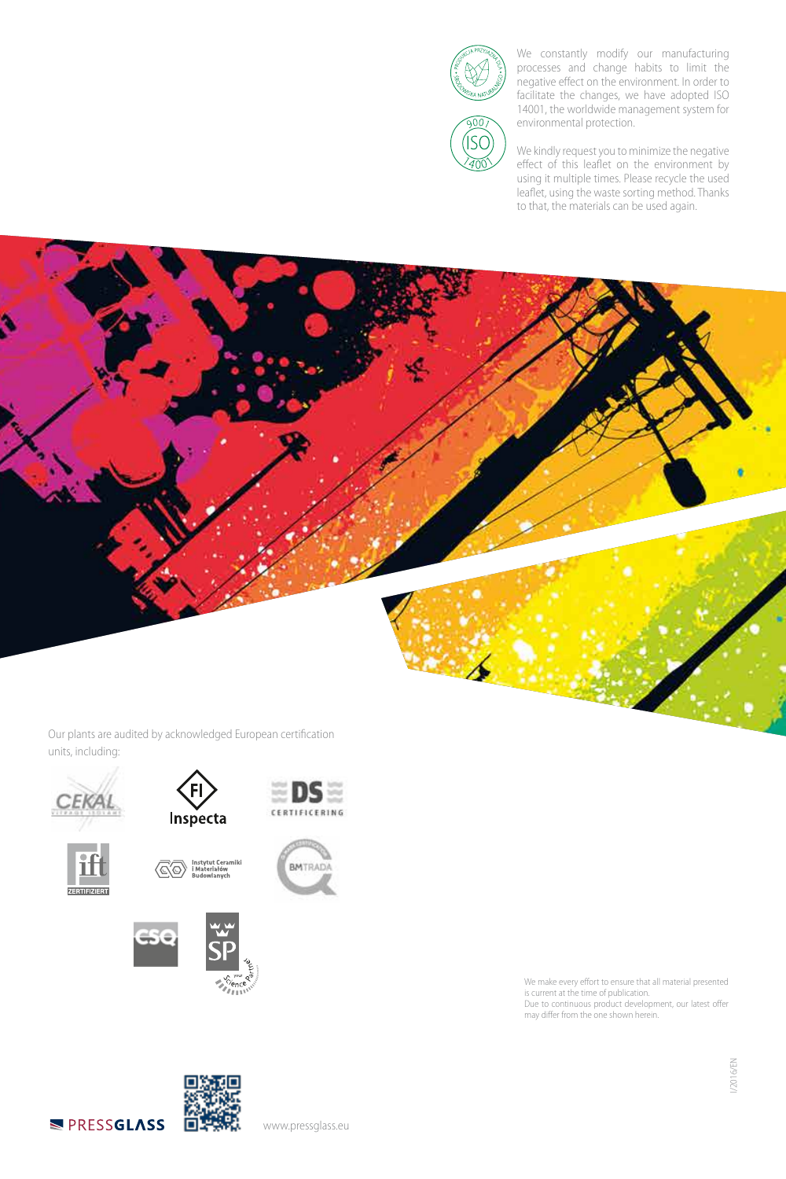We constantly modify our manufacturing processes and change habits to limit the negative effect on the environment. In order to facilitate the changes, we have adopted ISO 14001, the worldwide management system for environmental protection.

We kindly request you to minimize the negative effect of this leaflet on the environment by using it multiple times. Please recycle the used leaflet, using the waste sorting method. Thanks to that, the materials can be used again.

Our plants are audited by acknowledged European certification units, including:

We make every effort to ensure that all material presented is current at the time of publication.
Due to continuous product development, our latest offer may differ from the one shown herein.

I/2016/EN

PRESSGLASS

www.pressglass.eu